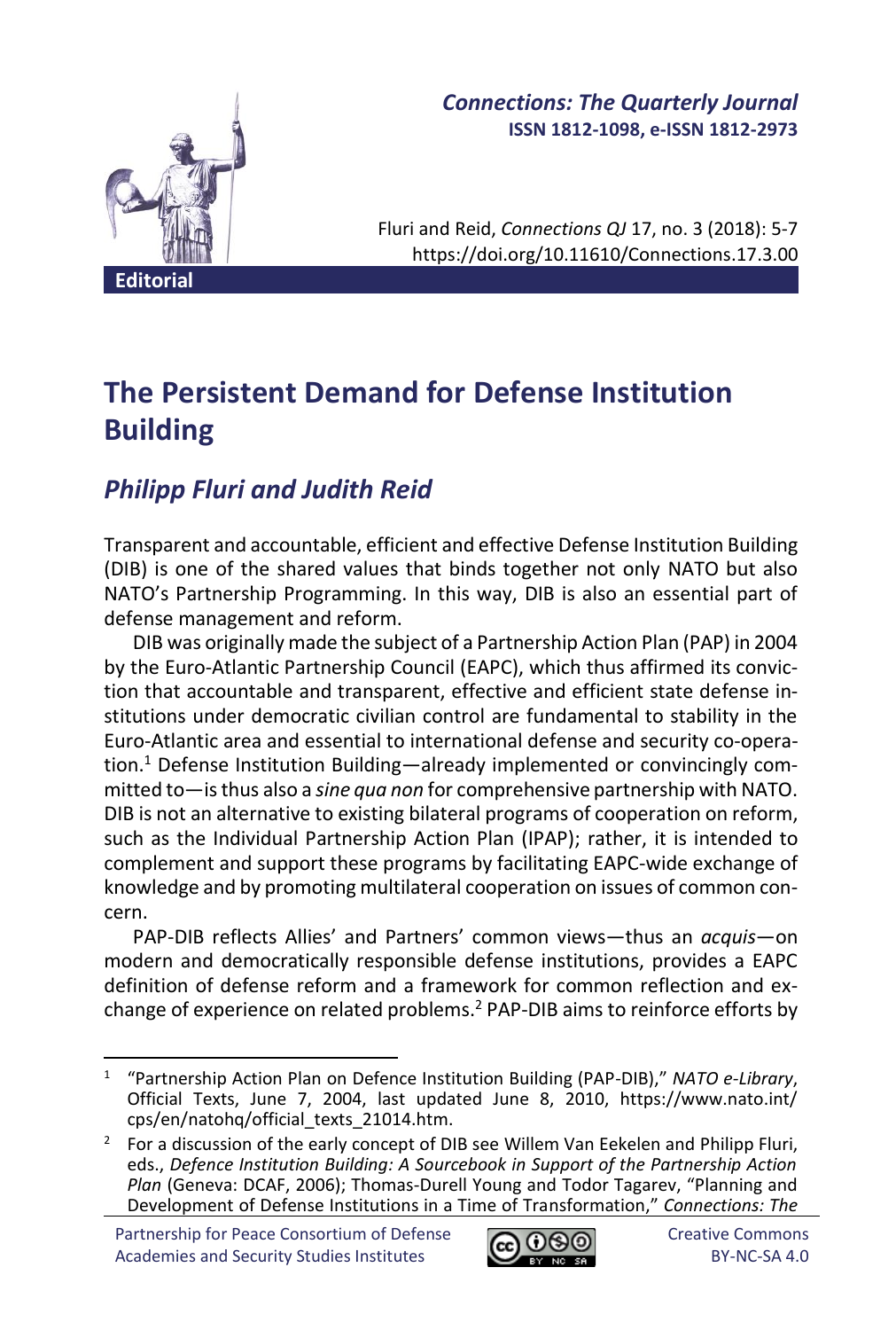Editorial

# The Persistent Demand for Defense Institution Building

## *Philipp Fluri and Judith Reid*

Transparent and accountable, efficient and effective Defense Institution Building (DIB) is one of the shared values that binds together not only NATO but also NATO's Partnership Programming. In this way, DIB is also an essential part of defense management and reform.

DIB was originally made the subject of a Partnership Action Plan (PAP) in 2004 by the Euro-Atlantic Partnership Council (EAPC), which thus affirmed its conviction that accountable and transparent, effective and efficient state defense institutions under democratic civilian control are fundamental to stability in the Euro-Atlantic area and essential to international defense and security co-operation.[1] Defense Institution Building—already implemented or convincingly committed to—is thus also a *sine qua non* for comprehensive partnership with NATO. DIB is not an alternative to existing bilateral programs of cooperation on reform, such as the Individual Partnership Action Plan (IPAP); rather, it is intended to complement and support these programs by facilitating EAPC-wide exchange of knowledge and by promoting multilateral cooperation on issues of common concern.

PAP-DIB reflects Allies' and Partners' common views—thus an *acquis*—on modern and democratically responsible defense institutions, provides a EAPC definition of defense reform and a framework for common reflection and exchange of experience on related problems.[2] PAP-DIB aims to reinforce efforts by

---

[1] "Partnership Action Plan on Defence Institution Building (PAP-DIB)," *NATO e-Library*, Official Texts, June 7, 2004, last updated June 8, 2010, https://www.nato.int/cps/en/natohq/official_texts_21014.htm.

[2] For a discussion of the early concept of DIB see Willem Van Eekelen and Philipp Fluri, eds., *Defence Institution Building: A Sourcebook in Support of the Partnership Action Plan* (Geneva: DCAF, 2006); Thomas-Durell Young and Todor Tagarev, "Planning and Development of Defense Institutions in a Time of Transformation," *Connections: The*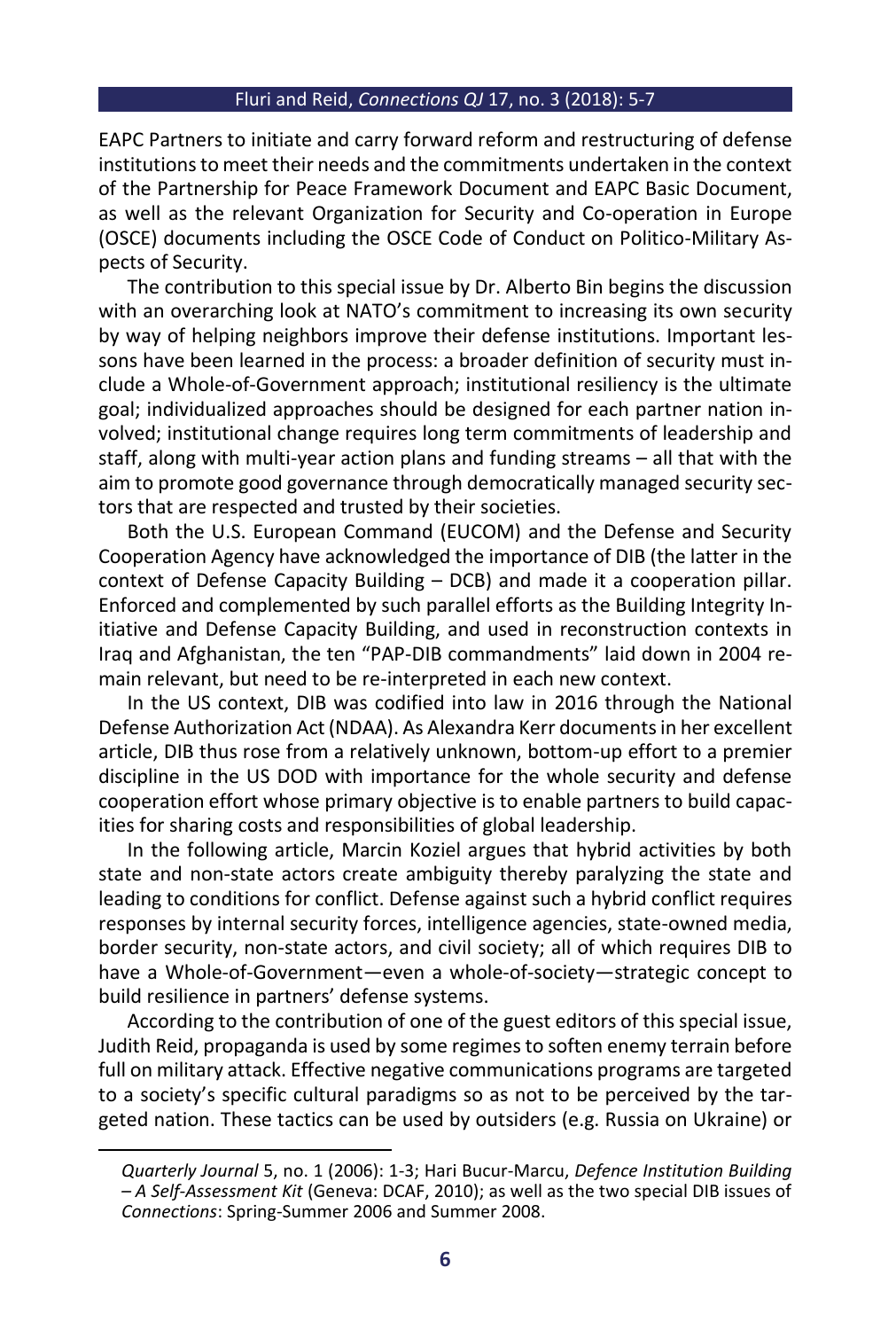EAPC Partners to initiate and carry forward reform and restructuring of defense institutions to meet their needs and the commitments undertaken in the context of the Partnership for Peace Framework Document and EAPC Basic Document, as well as the relevant Organization for Security and Co-operation in Europe (OSCE) documents including the OSCE Code of Conduct on Politico-Military Aspects of Security.

The contribution to this special issue by Dr. Alberto Bin begins the discussion with an overarching look at NATO's commitment to increasing its own security by way of helping neighbors improve their defense institutions. Important lessons have been learned in the process: a broader definition of security must include a Whole-of-Government approach; institutional resiliency is the ultimate goal; individualized approaches should be designed for each partner nation involved; institutional change requires long term commitments of leadership and staff, along with multi-year action plans and funding streams – all that with the aim to promote good governance through democratically managed security sectors that are respected and trusted by their societies.

Both the U.S. European Command (EUCOM) and the Defense and Security Cooperation Agency have acknowledged the importance of DIB (the latter in the context of Defense Capacity Building – DCB) and made it a cooperation pillar. Enforced and complemented by such parallel efforts as the Building Integrity Initiative and Defense Capacity Building, and used in reconstruction contexts in Iraq and Afghanistan, the ten "PAP-DIB commandments" laid down in 2004 remain relevant, but need to be re-interpreted in each new context.

In the US context, DIB was codified into law in 2016 through the National Defense Authorization Act (NDAA). As Alexandra Kerr documents in her excellent article, DIB thus rose from a relatively unknown, bottom-up effort to a premier discipline in the US DOD with importance for the whole security and defense cooperation effort whose primary objective is to enable partners to build capacities for sharing costs and responsibilities of global leadership.

In the following article, Marcin Koziel argues that hybrid activities by both state and non-state actors create ambiguity thereby paralyzing the state and leading to conditions for conflict. Defense against such a hybrid conflict requires responses by internal security forces, intelligence agencies, state-owned media, border security, non-state actors, and civil society; all of which requires DIB to have a Whole-of-Government—even a whole-of-society—strategic concept to build resilience in partners' defense systems.

According to the contribution of one of the guest editors of this special issue, Judith Reid, propaganda is used by some regimes to soften enemy terrain before full on military attack. Effective negative communications programs are targeted to a society's specific cultural paradigms so as not to be perceived by the targeted nation. These tactics can be used by outsiders (e.g. Russia on Ukraine) or

*Quarterly Journal* 5, no. 1 (2006): 1-3; Hari Bucur-Marcu, *Defence Institution Building – A Self-Assessment Kit* (Geneva: DCAF, 2010); as well as the two special DIB issues of *Connections*: Spring-Summer 2006 and Summer 2008.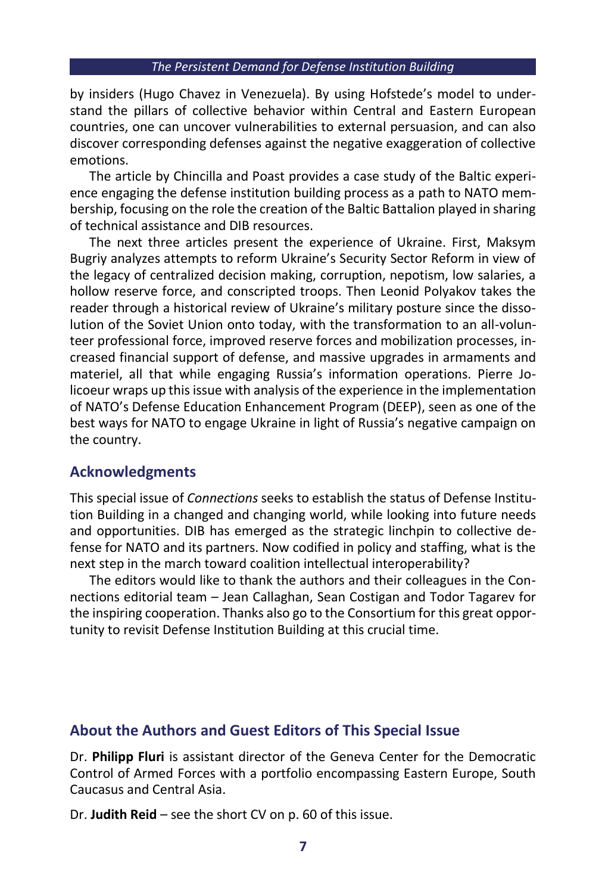by insiders (Hugo Chavez in Venezuela). By using Hofstede's model to understand the pillars of collective behavior within Central and Eastern European countries, one can uncover vulnerabilities to external persuasion, and can also discover corresponding defenses against the negative exaggeration of collective emotions.

The article by Chincilla and Poast provides a case study of the Baltic experience engaging the defense institution building process as a path to NATO membership, focusing on the role the creation of the Baltic Battalion played in sharing of technical assistance and DIB resources.

The next three articles present the experience of Ukraine. First, Maksym Bugriy analyzes attempts to reform Ukraine's Security Sector Reform in view of the legacy of centralized decision making, corruption, nepotism, low salaries, a hollow reserve force, and conscripted troops. Then Leonid Polyakov takes the reader through a historical review of Ukraine's military posture since the dissolution of the Soviet Union onto today, with the transformation to an all-volunteer professional force, improved reserve forces and mobilization processes, increased financial support of defense, and massive upgrades in armaments and materiel, all that while engaging Russia's information operations. Pierre Jolicoeur wraps up this issue with analysis of the experience in the implementation of NATO's Defense Education Enhancement Program (DEEP), seen as one of the best ways for NATO to engage Ukraine in light of Russia's negative campaign on the country.

## Acknowledgments

This special issue of *Connections* seeks to establish the status of Defense Institution Building in a changed and changing world, while looking into future needs and opportunities. DIB has emerged as the strategic linchpin to collective defense for NATO and its partners. Now codified in policy and staffing, what is the next step in the march toward coalition intellectual interoperability?

The editors would like to thank the authors and their colleagues in the Connections editorial team – Jean Callaghan, Sean Costigan and Todor Tagarev for the inspiring cooperation. Thanks also go to the Consortium for this great opportunity to revisit Defense Institution Building at this crucial time.

## About the Authors and Guest Editors of This Special Issue

Dr. **Philipp Fluri** is assistant director of the Geneva Center for the Democratic Control of Armed Forces with a portfolio encompassing Eastern Europe, South Caucasus and Central Asia.

Dr. **Judith Reid** – see the short CV on p. 60 of this issue.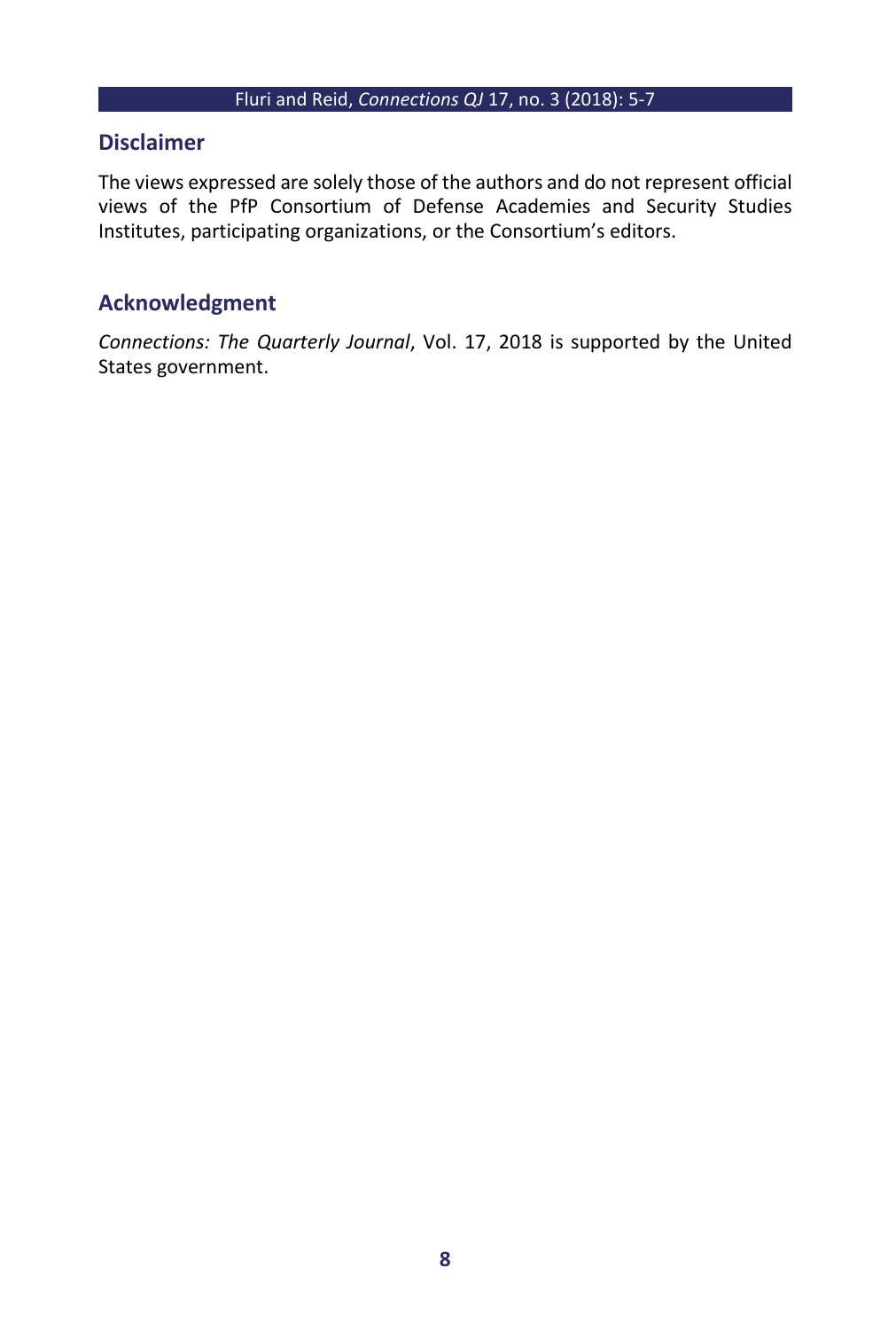## Disclaimer

The views expressed are solely those of the authors and do not represent official views of the PfP Consortium of Defense Academies and Security Studies Institutes, participating organizations, or the Consortium's editors.

## Acknowledgment

*Connections: The Quarterly Journal*, Vol. 17, 2018 is supported by the United States government.